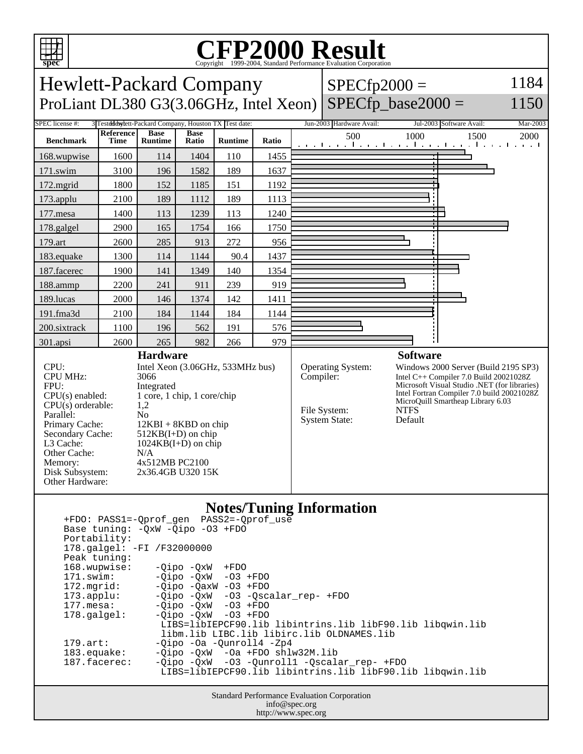# CFP2000 Result

Copyright 1999-2004, Standard Performance Evaluation Corporation

## Hewlett-Packard Company
## ProLiant DL380 G3(3.06GHz, Intel Xeon)

SPECfp2000 = 1184
SPECfp_base2000 = 1150

| SPEC license #: | 3 | Tested by: | Hewlett-Packard Company, Houston TX | Test date: | Jun-2003 | Hardware Avail: | Jul-2003 | Software Avail: | Mar-2003 |
|---|---|---|---|---|---|---|---|---|---|

| Benchmark | Reference Time | Base Runtime | Base Ratio | Runtime | Ratio |
|---|---|---|---|---|---|
| 168.wupwise | 1600 | 114 | 1404 | 110 | 1455 |
| 171.swim | 3100 | 196 | 1582 | 189 | 1637 |
| 172.mgrid | 1800 | 152 | 1185 | 151 | 1192 |
| 173.applu | 2100 | 189 | 1112 | 189 | 1113 |
| 177.mesa | 1400 | 113 | 1239 | 113 | 1240 |
| 178.galgel | 2900 | 165 | 1754 | 166 | 1750 |
| 179.art | 2600 | 285 | 913 | 272 | 956 |
| 183.equake | 1300 | 114 | 1144 | 90.4 | 1437 |
| 187.facerec | 1900 | 141 | 1349 | 140 | 1354 |
| 188.ammp | 2200 | 241 | 911 | 239 | 919 |
| 189.lucas | 2000 | 146 | 1374 | 142 | 1411 |
| 191.fma3d | 2100 | 184 | 1144 | 184 | 1144 |
| 200.sixtrack | 1100 | 196 | 562 | 191 | 576 |
| 301.apsi | 2600 | 265 | 982 | 266 | 979 |

### Hardware

| | |
|---|---|
| CPU: | Intel Xeon (3.06GHz, 533MHz bus) |
| CPU MHz: | 3066 |
| FPU: | Integrated |
| CPU(s) enabled: | 1 core, 1 chip, 1 core/chip |
| CPU(s) orderable: | 1,2 |
| Parallel: | No |
| Primary Cache: | 12KBI + 8KBD on chip |
| Secondary Cache: | 512KB(I+D) on chip |
| L3 Cache: | 1024KB(I+D) on chip |
| Other Cache: | N/A |
| Memory: | 4x512MB PC2100 |
| Disk Subsystem: | 2x36.4GB U320 15K |
| Other Hardware: | |

### Software

| | |
|---|---|
| Operating System: | Windows 2000 Server (Build 2195 SP3) |
| Compiler: | Intel C++ Compiler 7.0 Build 20021028Z<br>Microsoft Visual Studio .NET (for libraries)<br>Intel Fortran Compiler 7.0 build 20021028Z<br>MicroQuill Smartheap Library 6.03 |
| File System: | NTFS |
| System State: | Default |

### Notes/Tuning Information

```
+FDO: PASS1=-Qprof_gen  PASS2=-Qprof_use
Base tuning: -QxW -Qipo -O3 +FDO
Portability:
178.galgel: -FI /F32000000
Peak tuning:
168.wupwise:    -Qipo -QxW  +FDO
171.swim:       -Qipo -QxW  -O3 +FDO
172.mgrid:      -Qipo -QaxW -O3 +FDO
173.applu:      -Qipo -QxW  -O3 -Qscalar_rep- +FDO
177.mesa:       -Qipo -QxW  -O3 +FDO
178.galgel:     -Qipo -QxW  -O3 +FDO
                 LIBS=libIEPCF90.lib libintrins.lib libF90.lib libqwin.lib
                 libm.lib LIBC.lib libirc.lib OLDNAMES.lib
179.art:        -Qipo -Oa -Qunroll4 -Zp4
183.equake:     -Qipo -QxW  -Oa +FDO shlw32M.lib
187.facerec:    -Qipo -QxW  -O3 -Qunroll1 -Qscalar_rep- +FDO
                 LIBS=libIEPCF90.lib libintrins.lib libF90.lib libqwin.lib
```

Standard Performance Evaluation Corporation
info@spec.org
http://www.spec.org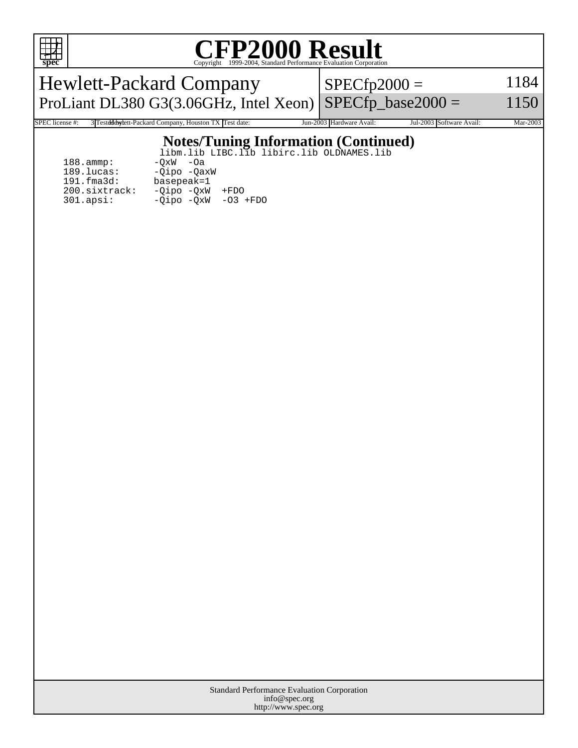# CFP2000 Result

Copyright 1999-2004, Standard Performance Evaluation Corporation

Hewlett-Packard Company

ProLiant DL380 G3(3.06GHz, Intel Xeon)

SPECfp2000 = 1184

SPECfp_base2000 = 1150

| SPEC license #: | 3 | Tested by: | Hewlett-Packard Company, Houston TX | Test date: | Jun-2003 | Hardware Avail: | Jul-2003 | Software Avail: | Mar-2003 |
|---|---|---|---|---|---|---|---|---|---|

## Notes/Tuning Information (Continued)

```
                    libm.lib LIBC.lib libirc.lib OLDNAMES.lib
     188.ammp:       -QxW  -Oa
     189.lucas:      -Qipo -QaxW
     191.fma3d:      basepeak=1
     200.sixtrack:   -Qipo -QxW  +FDO
     301.apsi:       -Qipo -QxW  -O3 +FDO
```

Standard Performance Evaluation Corporation
info@spec.org
http://www.spec.org